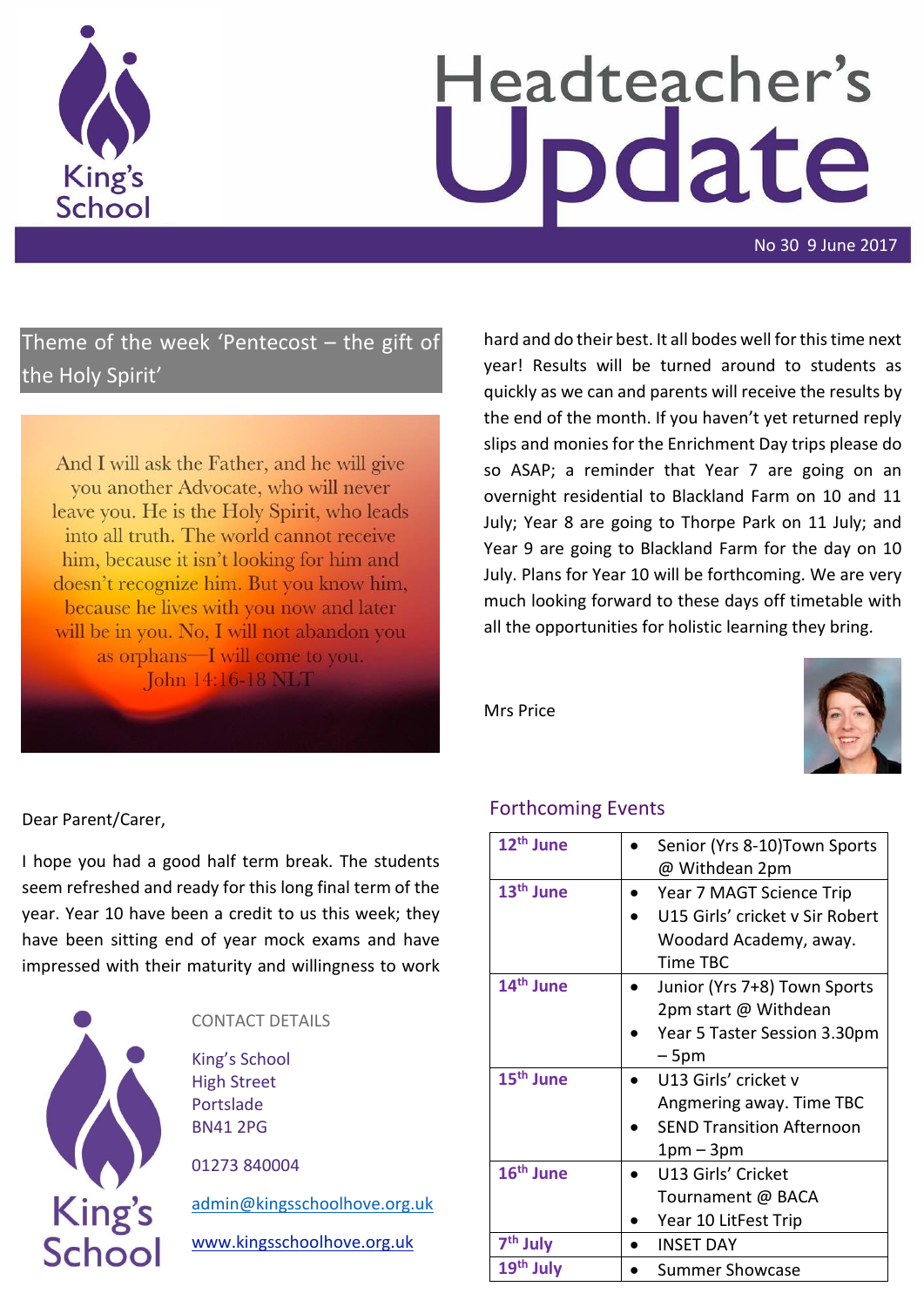# Headteacher's Update

No 30 9 June 2017

## Theme of the week 'Pentecost – the gift of the Holy Spirit'

And I will ask the Father, and he will give you another Advocate, who will never leave you. He is the Holy Spirit, who leads into all truth. The world cannot receive him, because it isn't looking for him and doesn't recognize him. But you know him, because he lives with you now and later will be in you. No, I will not abandon you as orphans—I will come to you.
John 14:16-18 NLT

Dear Parent/Carer,

I hope you had a good half term break. The students seem refreshed and ready for this long final term of the year. Year 10 have been a credit to us this week; they have been sitting end of year mock exams and have impressed with their maturity and willingness to work hard and do their best. It all bodes well for this time next year! Results will be turned around to students as quickly as we can and parents will receive the results by the end of the month. If you haven't yet returned reply slips and monies for the Enrichment Day trips please do so ASAP; a reminder that Year 7 are going on an overnight residential to Blackland Farm on 10 and 11 July; Year 8 are going to Thorpe Park on 11 July; and Year 9 are going to Blackland Farm for the day on 10 July. Plans for Year 10 will be forthcoming. We are very much looking forward to these days off timetable with all the opportunities for holistic learning they bring.

Mrs Price

## Forthcoming Events

| Date | Event |
|---|---|
| 12th June | • Senior (Yrs 8-10)Town Sports @ Withdean 2pm |
| 13th June | • Year 7 MAGT Science Trip<br>• U15 Girls' cricket v Sir Robert Woodard Academy, away. Time TBC |
| 14th June | • Junior (Yrs 7+8) Town Sports 2pm start @ Withdean<br>• Year 5 Taster Session 3.30pm – 5pm |
| 15th June | • U13 Girls' cricket v Angmering away. Time TBC<br>• SEND Transition Afternoon 1pm – 3pm |
| 16th June | • U13 Girls' Cricket Tournament @ BACA<br>• Year 10 LitFest Trip |
| 7th July | • INSET DAY |
| 19th July | • Summer Showcase |

CONTACT DETAILS

King's School
High Street
Portslade
BN41 2PG

01273 840004

admin@kingsschoolhove.org.uk

www.kingsschoolhove.org.uk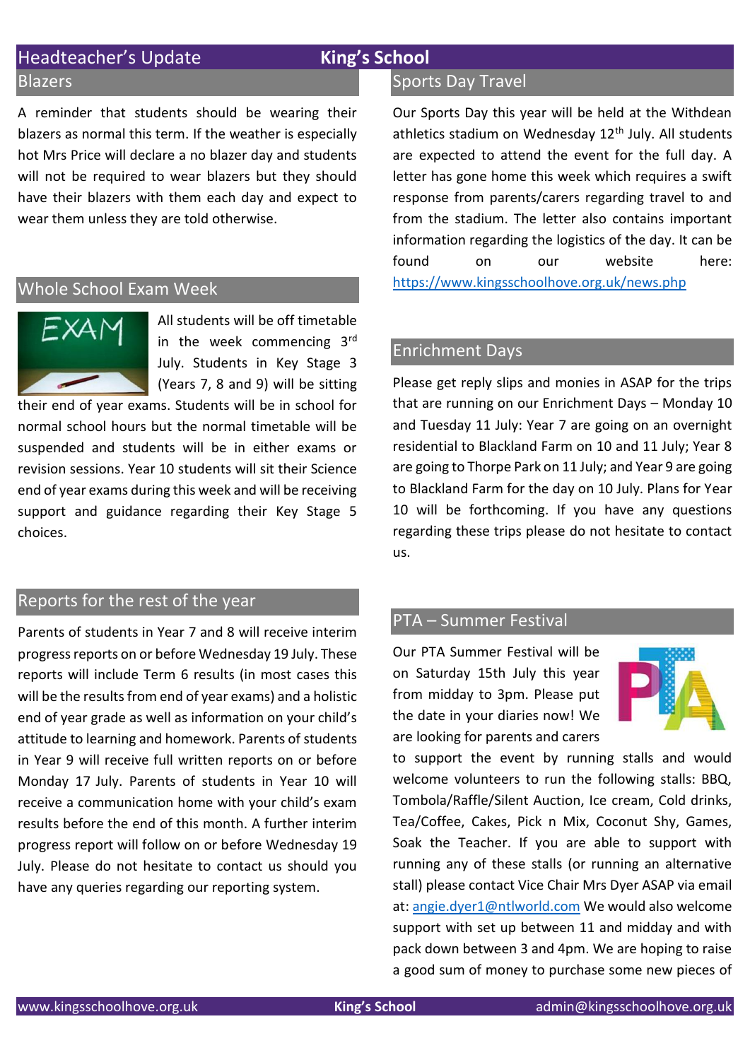# Headteacher's Update

## Blazers

A reminder that students should be wearing their blazers as normal this term. If the weather is especially hot Mrs Price will declare a no blazer day and students will not be required to wear blazers but they should have their blazers with them each day and expect to wear them unless they are told otherwise.

## Whole School Exam Week

All students will be off timetable in the week commencing 3rd July. Students in Key Stage 3 (Years 7, 8 and 9) will be sitting their end of year exams. Students will be in school for normal school hours but the normal timetable will be suspended and students will be in either exams or revision sessions. Year 10 students will sit their Science end of year exams during this week and will be receiving support and guidance regarding their Key Stage 5 choices.

## Reports for the rest of the year

Parents of students in Year 7 and 8 will receive interim progress reports on or before Wednesday 19 July. These reports will include Term 6 results (in most cases this will be the results from end of year exams) and a holistic end of year grade as well as information on your child's attitude to learning and homework. Parents of students in Year 9 will receive full written reports on or before Monday 17 July. Parents of students in Year 10 will receive a communication home with your child's exam results before the end of this month. A further interim progress report will follow on or before Wednesday 19 July. Please do not hesitate to contact us should you have any queries regarding our reporting system.

## Sports Day Travel

Our Sports Day this year will be held at the Withdean athletics stadium on Wednesday 12th July. All students are expected to attend the event for the full day. A letter has gone home this week which requires a swift response from parents/carers regarding travel to and from the stadium. The letter also contains important information regarding the logistics of the day. It can be found on our website here: https://www.kingsschoolhove.org.uk/news.php

## Enrichment Days

Please get reply slips and monies in ASAP for the trips that are running on our Enrichment Days – Monday 10 and Tuesday 11 July: Year 7 are going on an overnight residential to Blackland Farm on 10 and 11 July; Year 8 are going to Thorpe Park on 11 July; and Year 9 are going to Blackland Farm for the day on 10 July. Plans for Year 10 will be forthcoming. If you have any questions regarding these trips please do not hesitate to contact us.

## PTA – Summer Festival

Our PTA Summer Festival will be on Saturday 15th July this year from midday to 3pm. Please put the date in your diaries now! We are looking for parents and carers to support the event by running stalls and would welcome volunteers to run the following stalls: BBQ, Tombola/Raffle/Silent Auction, Ice cream, Cold drinks, Tea/Coffee, Cakes, Pick n Mix, Coconut Shy, Games, Soak the Teacher. If you are able to support with running any of these stalls (or running an alternative stall) please contact Vice Chair Mrs Dyer ASAP via email at: angie.dyer1@ntlworld.com We would also welcome support with set up between 11 and midday and with pack down between 3 and 4pm. We are hoping to raise a good sum of money to purchase some new pieces of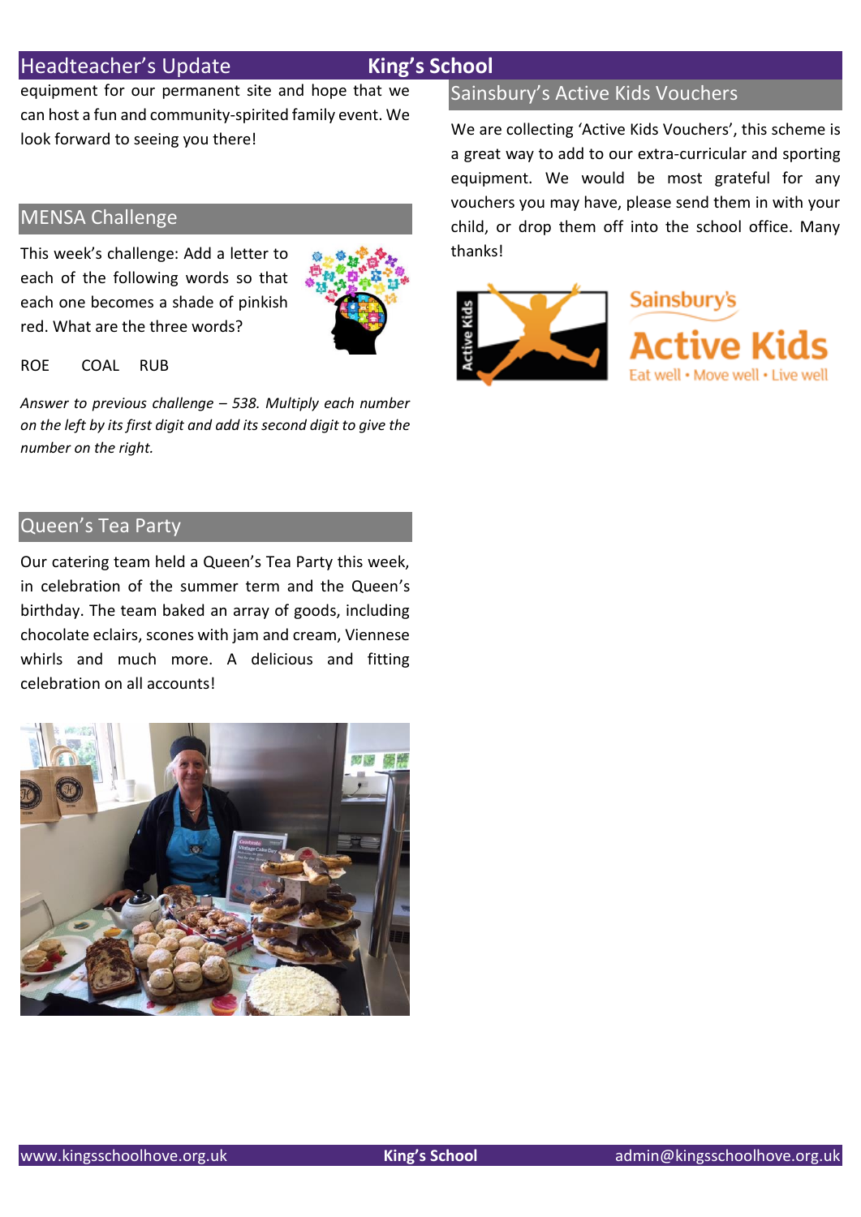## Headteacher's Update

equipment for our permanent site and hope that we can host a fun and community-spirited family event. We look forward to seeing you there!

## MENSA Challenge

This week's challenge: Add a letter to each of the following words so that each one becomes a shade of pinkish red. What are the three words?

ROE    COAL    RUB

*Answer to previous challenge – 538. Multiply each number on the left by its first digit and add its second digit to give the number on the right.*

## Queen's Tea Party

Our catering team held a Queen's Tea Party this week, in celebration of the summer term and the Queen's birthday. The team baked an array of goods, including chocolate eclairs, scones with jam and cream, Viennese whirls and much more. A delicious and fitting celebration on all accounts!

## Sainsbury's Active Kids Vouchers

We are collecting 'Active Kids Vouchers', this scheme is a great way to add to our extra-curricular and sporting equipment. We would be most grateful for any vouchers you may have, please send them in with your child, or drop them off into the school office. Many thanks!